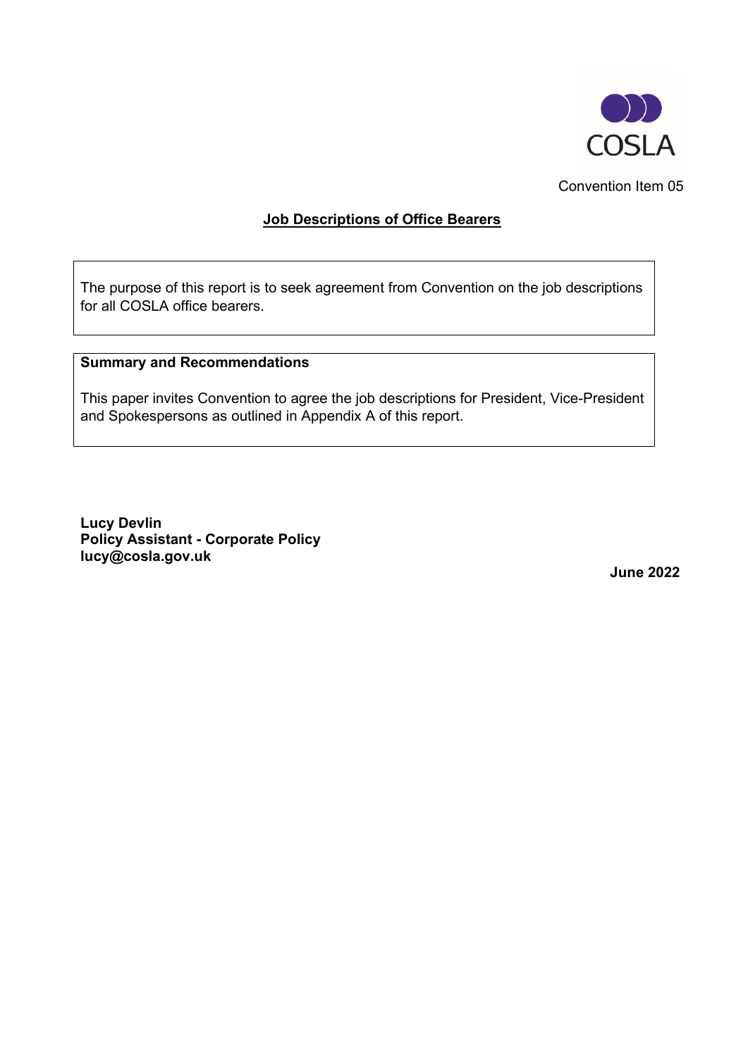COSLA

Convention Item 05

# Job Descriptions of Office Bearers

The purpose of this report is to seek agreement from Convention on the job descriptions for all COSLA office bearers.

**Summary and Recommendations**

This paper invites Convention to agree the job descriptions for President, Vice-President and Spokespersons as outlined in Appendix A of this report.

**Lucy Devlin**
**Policy Assistant - Corporate Policy**
**lucy@cosla.gov.uk**

**June 2022**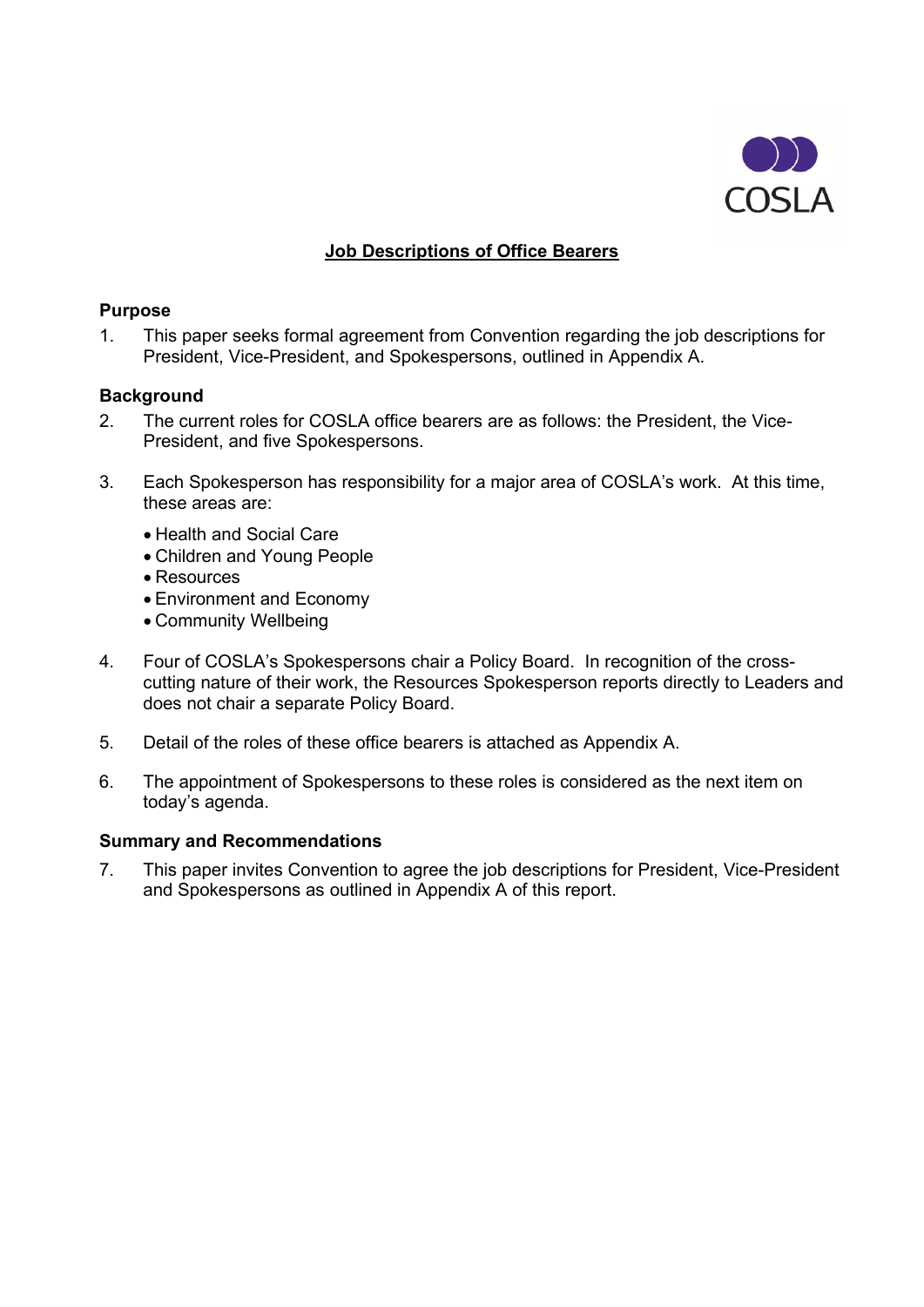## Job Descriptions of Office Bearers

### Purpose

1. This paper seeks formal agreement from Convention regarding the job descriptions for President, Vice-President, and Spokespersons, outlined in Appendix A.

### Background

2. The current roles for COSLA office bearers are as follows: the President, the Vice-President, and five Spokespersons.

3. Each Spokesperson has responsibility for a major area of COSLA's work. At this time, these areas are:

   - Health and Social Care
   - Children and Young People
   - Resources
   - Environment and Economy
   - Community Wellbeing

4. Four of COSLA's Spokespersons chair a Policy Board. In recognition of the cross-cutting nature of their work, the Resources Spokesperson reports directly to Leaders and does not chair a separate Policy Board.

5. Detail of the roles of these office bearers is attached as Appendix A.

6. The appointment of Spokespersons to these roles is considered as the next item on today's agenda.

### Summary and Recommendations

7. This paper invites Convention to agree the job descriptions for President, Vice-President and Spokespersons as outlined in Appendix A of this report.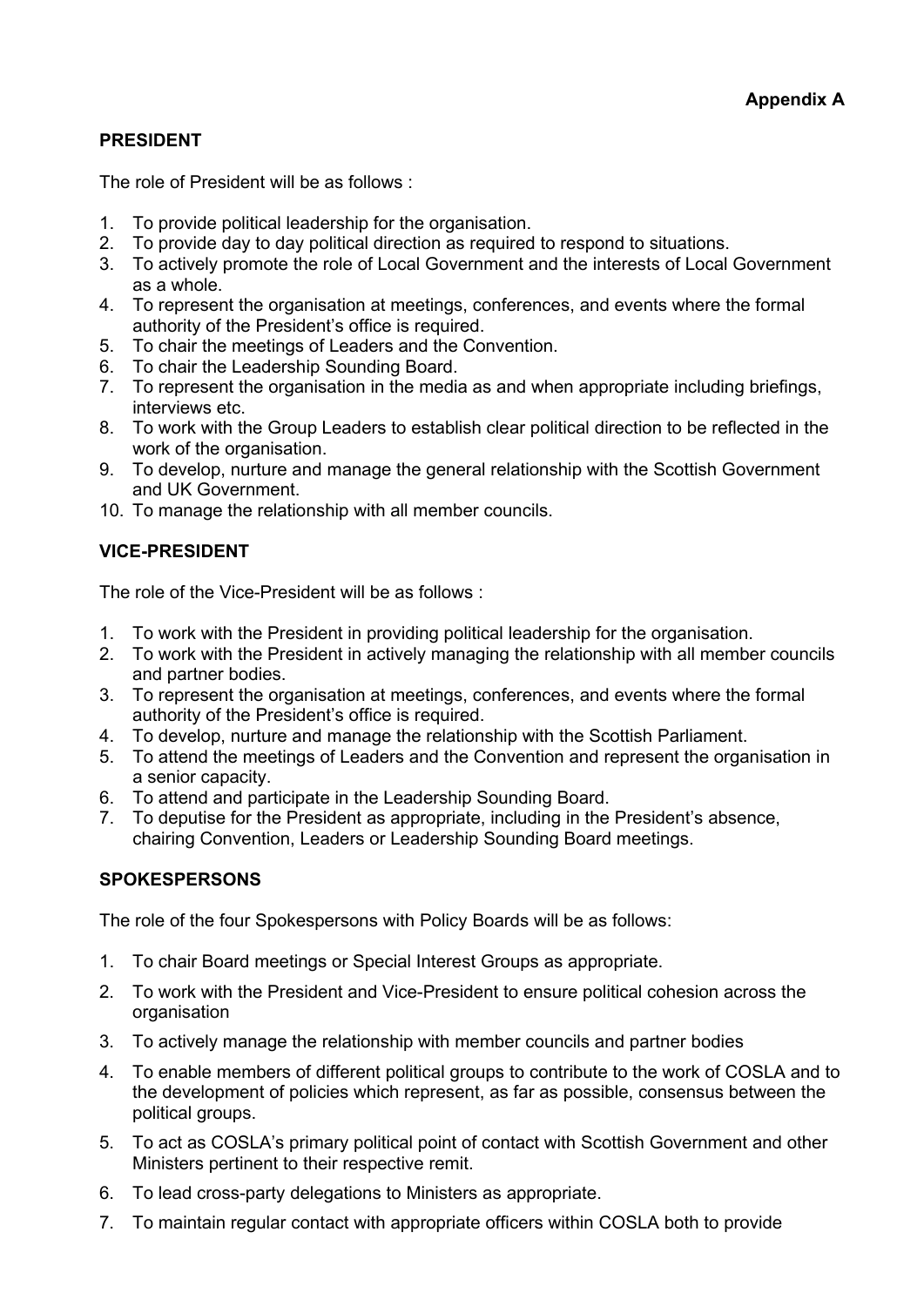**Appendix A**

**PRESIDENT**

The role of President will be as follows :

1. To provide political leadership for the organisation.
2. To provide day to day political direction as required to respond to situations.
3. To actively promote the role of Local Government and the interests of Local Government as a whole.
4. To represent the organisation at meetings, conferences, and events where the formal authority of the President's office is required.
5. To chair the meetings of Leaders and the Convention.
6. To chair the Leadership Sounding Board.
7. To represent the organisation in the media as and when appropriate including briefings, interviews etc.
8. To work with the Group Leaders to establish clear political direction to be reflected in the work of the organisation.
9. To develop, nurture and manage the general relationship with the Scottish Government and UK Government.
10. To manage the relationship with all member councils.

**VICE-PRESIDENT**

The role of the Vice-President will be as follows :

1. To work with the President in providing political leadership for the organisation.
2. To work with the President in actively managing the relationship with all member councils and partner bodies.
3. To represent the organisation at meetings, conferences, and events where the formal authority of the President's office is required.
4. To develop, nurture and manage the relationship with the Scottish Parliament.
5. To attend the meetings of Leaders and the Convention and represent the organisation in a senior capacity.
6. To attend and participate in the Leadership Sounding Board.
7. To deputise for the President as appropriate, including in the President's absence, chairing Convention, Leaders or Leadership Sounding Board meetings.

**SPOKESPERSONS**

The role of the four Spokespersons with Policy Boards will be as follows:

1. To chair Board meetings or Special Interest Groups as appropriate.
2. To work with the President and Vice-President to ensure political cohesion across the organisation
3. To actively manage the relationship with member councils and partner bodies
4. To enable members of different political groups to contribute to the work of COSLA and to the development of policies which represent, as far as possible, consensus between the political groups.
5. To act as COSLA's primary political point of contact with Scottish Government and other Ministers pertinent to their respective remit.
6. To lead cross-party delegations to Ministers as appropriate.
7. To maintain regular contact with appropriate officers within COSLA both to provide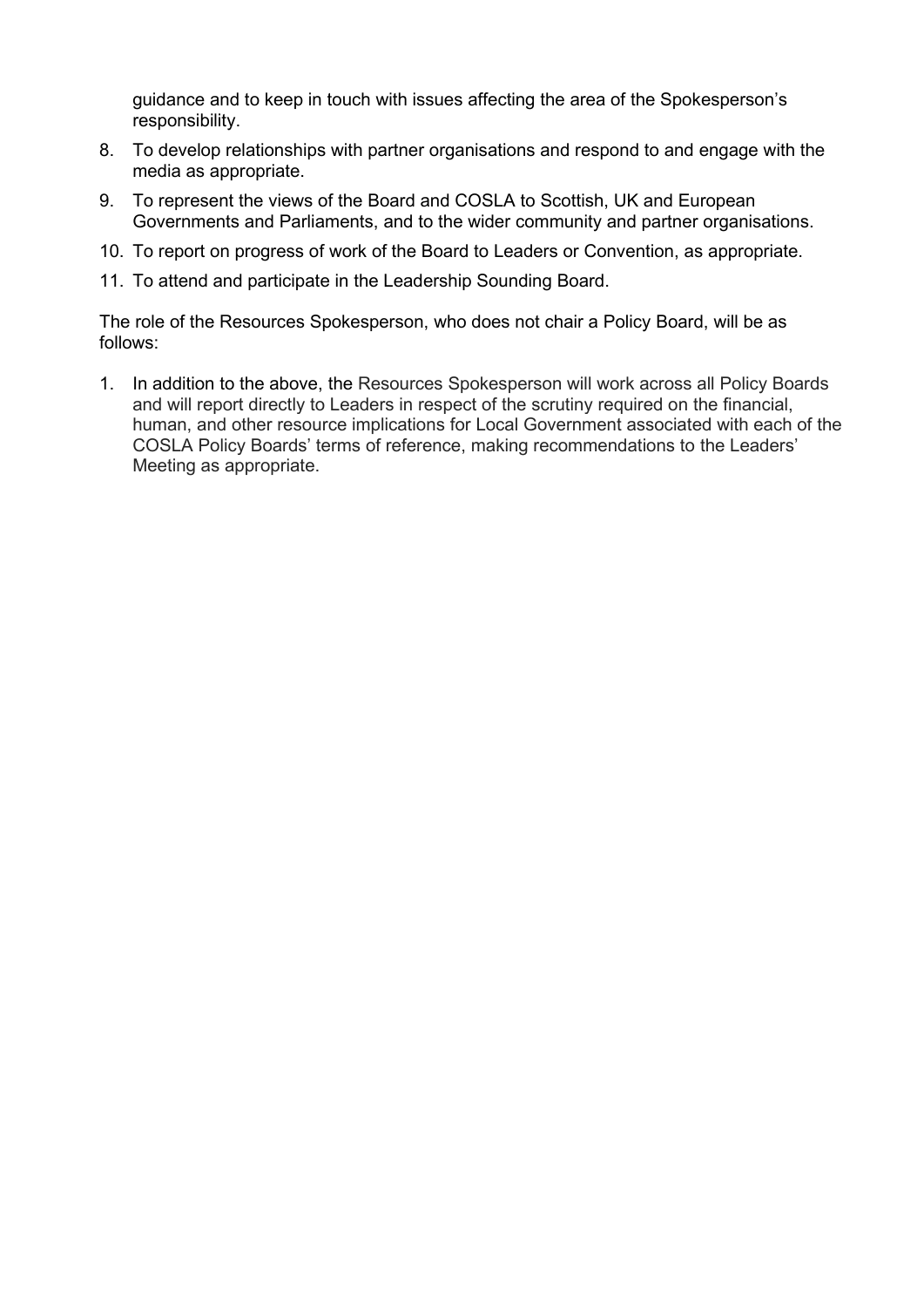guidance and to keep in touch with issues affecting the area of the Spokesperson's responsibility.

8. To develop relationships with partner organisations and respond to and engage with the media as appropriate.
9. To represent the views of the Board and COSLA to Scottish, UK and European Governments and Parliaments, and to the wider community and partner organisations.
10. To report on progress of work of the Board to Leaders or Convention, as appropriate.
11. To attend and participate in the Leadership Sounding Board.

The role of the Resources Spokesperson, who does not chair a Policy Board, will be as follows:

1. In addition to the above, the Resources Spokesperson will work across all Policy Boards and will report directly to Leaders in respect of the scrutiny required on the financial, human, and other resource implications for Local Government associated with each of the COSLA Policy Boards' terms of reference, making recommendations to the Leaders' Meeting as appropriate.